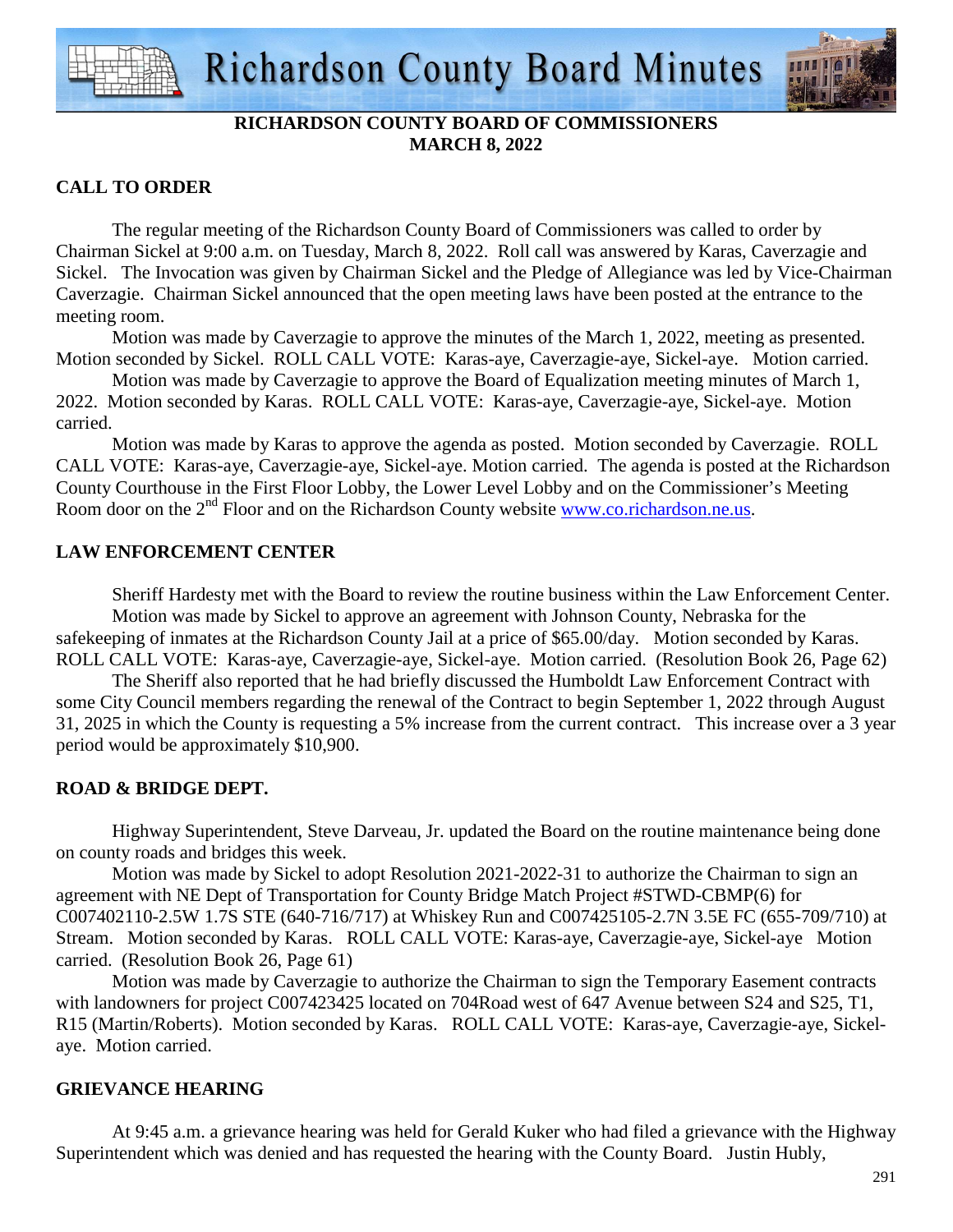# Richardson County Board Minutes

**RICHARDSON COUNTY BOARD OF COMMISSIONERS**
**MARCH 8, 2022**

## CALL TO ORDER

The regular meeting of the Richardson County Board of Commissioners was called to order by Chairman Sickel at 9:00 a.m. on Tuesday, March 8, 2022. Roll call was answered by Karas, Caverzagie and Sickel. The Invocation was given by Chairman Sickel and the Pledge of Allegiance was led by Vice-Chairman Caverzagie. Chairman Sickel announced that the open meeting laws have been posted at the entrance to the meeting room.

Motion was made by Caverzagie to approve the minutes of the March 1, 2022, meeting as presented. Motion seconded by Sickel. ROLL CALL VOTE: Karas-aye, Caverzagie-aye, Sickel-aye. Motion carried.

Motion was made by Caverzagie to approve the Board of Equalization meeting minutes of March 1, 2022. Motion seconded by Karas. ROLL CALL VOTE: Karas-aye, Caverzagie-aye, Sickel-aye. Motion carried.

Motion was made by Karas to approve the agenda as posted. Motion seconded by Caverzagie. ROLL CALL VOTE: Karas-aye, Caverzagie-aye, Sickel-aye. Motion carried. The agenda is posted at the Richardson County Courthouse in the First Floor Lobby, the Lower Level Lobby and on the Commissioner's Meeting Room door on the 2nd Floor and on the Richardson County website www.co.richardson.ne.us.

## LAW ENFORCEMENT CENTER

Sheriff Hardesty met with the Board to review the routine business within the Law Enforcement Center.

Motion was made by Sickel to approve an agreement with Johnson County, Nebraska for the safekeeping of inmates at the Richardson County Jail at a price of $65.00/day. Motion seconded by Karas. ROLL CALL VOTE: Karas-aye, Caverzagie-aye, Sickel-aye. Motion carried. (Resolution Book 26, Page 62)

The Sheriff also reported that he had briefly discussed the Humboldt Law Enforcement Contract with some City Council members regarding the renewal of the Contract to begin September 1, 2022 through August 31, 2025 in which the County is requesting a 5% increase from the current contract. This increase over a 3 year period would be approximately $10,900.

## ROAD & BRIDGE DEPT.

Highway Superintendent, Steve Darveau, Jr. updated the Board on the routine maintenance being done on county roads and bridges this week.

Motion was made by Sickel to adopt Resolution 2021-2022-31 to authorize the Chairman to sign an agreement with NE Dept of Transportation for County Bridge Match Project #STWD-CBMP(6) for C007402110-2.5W 1.7S STE (640-716/717) at Whiskey Run and C007425105-2.7N 3.5E FC (655-709/710) at Stream. Motion seconded by Karas. ROLL CALL VOTE: Karas-aye, Caverzagie-aye, Sickel-aye Motion carried. (Resolution Book 26, Page 61)

Motion was made by Caverzagie to authorize the Chairman to sign the Temporary Easement contracts with landowners for project C007423425 located on 704Road west of 647 Avenue between S24 and S25, T1, R15 (Martin/Roberts). Motion seconded by Karas. ROLL CALL VOTE: Karas-aye, Caverzagie-aye, Sickel-aye. Motion carried.

## GRIEVANCE HEARING

At 9:45 a.m. a grievance hearing was held for Gerald Kuker who had filed a grievance with the Highway Superintendent which was denied and has requested the hearing with the County Board. Justin Hubly,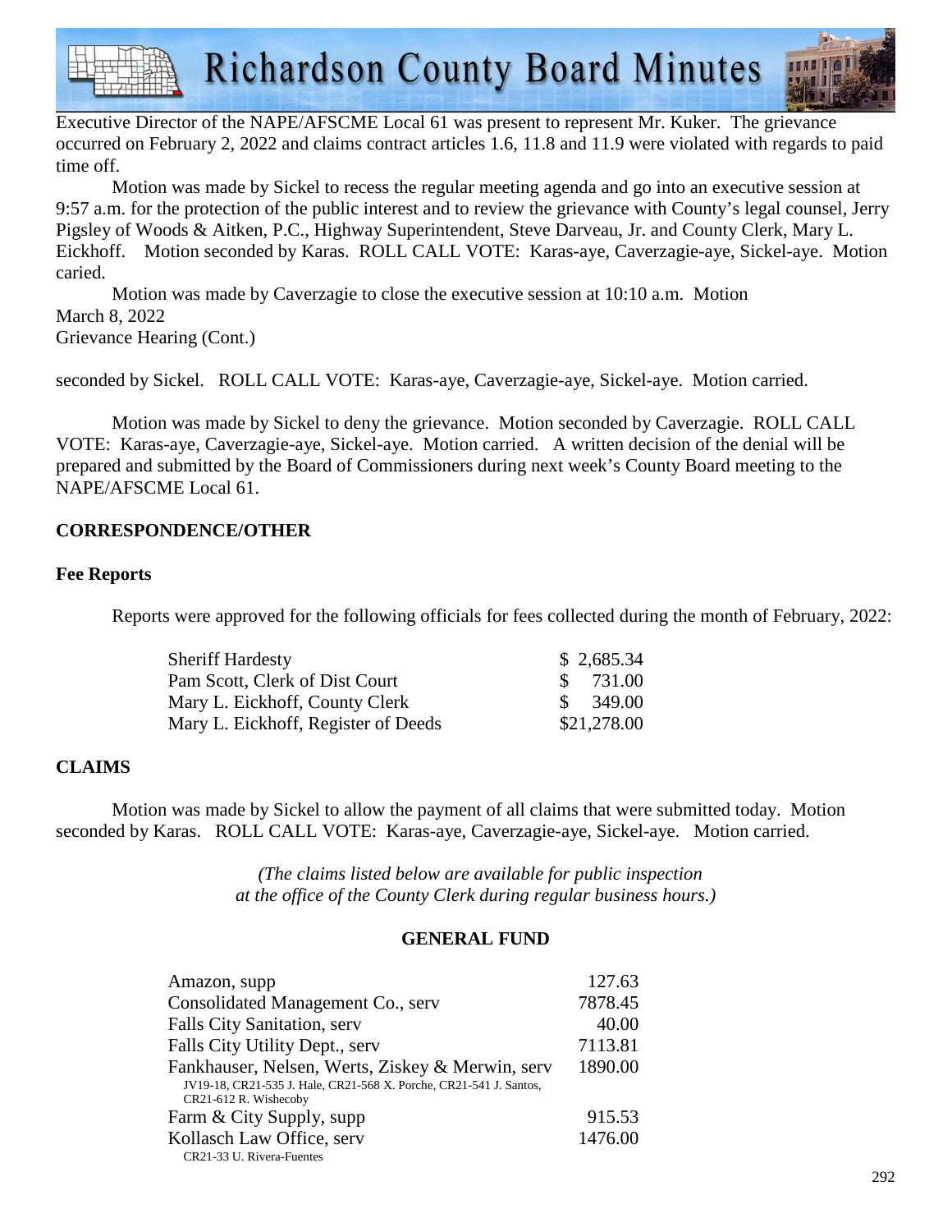Executive Director of the NAPE/AFSCME Local 61 was present to represent Mr. Kuker. The grievance occurred on February 2, 2022 and claims contract articles 1.6, 11.8 and 11.9 were violated with regards to paid time off.

Motion was made by Sickel to recess the regular meeting agenda and go into an executive session at 9:57 a.m. for the protection of the public interest and to review the grievance with County's legal counsel, Jerry Pigsley of Woods & Aitken, P.C., Highway Superintendent, Steve Darveau, Jr. and County Clerk, Mary L. Eickhoff. Motion seconded by Karas. ROLL CALL VOTE: Karas-aye, Caverzagie-aye, Sickel-aye. Motion caried.

Motion was made by Caverzagie to close the executive session at 10:10 a.m. Motion

March 8, 2022
Grievance Hearing (Cont.)

seconded by Sickel. ROLL CALL VOTE: Karas-aye, Caverzagie-aye, Sickel-aye. Motion carried.

Motion was made by Sickel to deny the grievance. Motion seconded by Caverzagie. ROLL CALL VOTE: Karas-aye, Caverzagie-aye, Sickel-aye. Motion carried. A written decision of the denial will be prepared and submitted by the Board of Commissioners during next week's County Board meeting to the NAPE/AFSCME Local 61.

## CORRESPONDENCE/OTHER

### Fee Reports

Reports were approved for the following officials for fees collected during the month of February, 2022:

| | |
|---|---|
| Sheriff Hardesty | $ 2,685.34 |
| Pam Scott, Clerk of Dist Court | $ 731.00 |
| Mary L. Eickhoff, County Clerk | $ 349.00 |
| Mary L. Eickhoff, Register of Deeds | $21,278.00 |

## CLAIMS

Motion was made by Sickel to allow the payment of all claims that were submitted today. Motion seconded by Karas. ROLL CALL VOTE: Karas-aye, Caverzagie-aye, Sickel-aye. Motion carried.

*(The claims listed below are available for public inspection at the office of the County Clerk during regular business hours.)*

### GENERAL FUND

| | |
|---|---|
| Amazon, supp | 127.63 |
| Consolidated Management Co., serv | 7878.45 |
| Falls City Sanitation, serv | 40.00 |
| Falls City Utility Dept., serv | 7113.81 |
| Fankhauser, Nelsen, Werts, Ziskey & Merwin, serv<br>JV19-18, CR21-535 J. Hale, CR21-568 X. Porche, CR21-541 J. Santos, CR21-612 R. Wishecoby | 1890.00 |
| Farm & City Supply, supp | 915.53 |
| Kollasch Law Office, serv<br>CR21-33 U. Rivera-Fuentes | 1476.00 |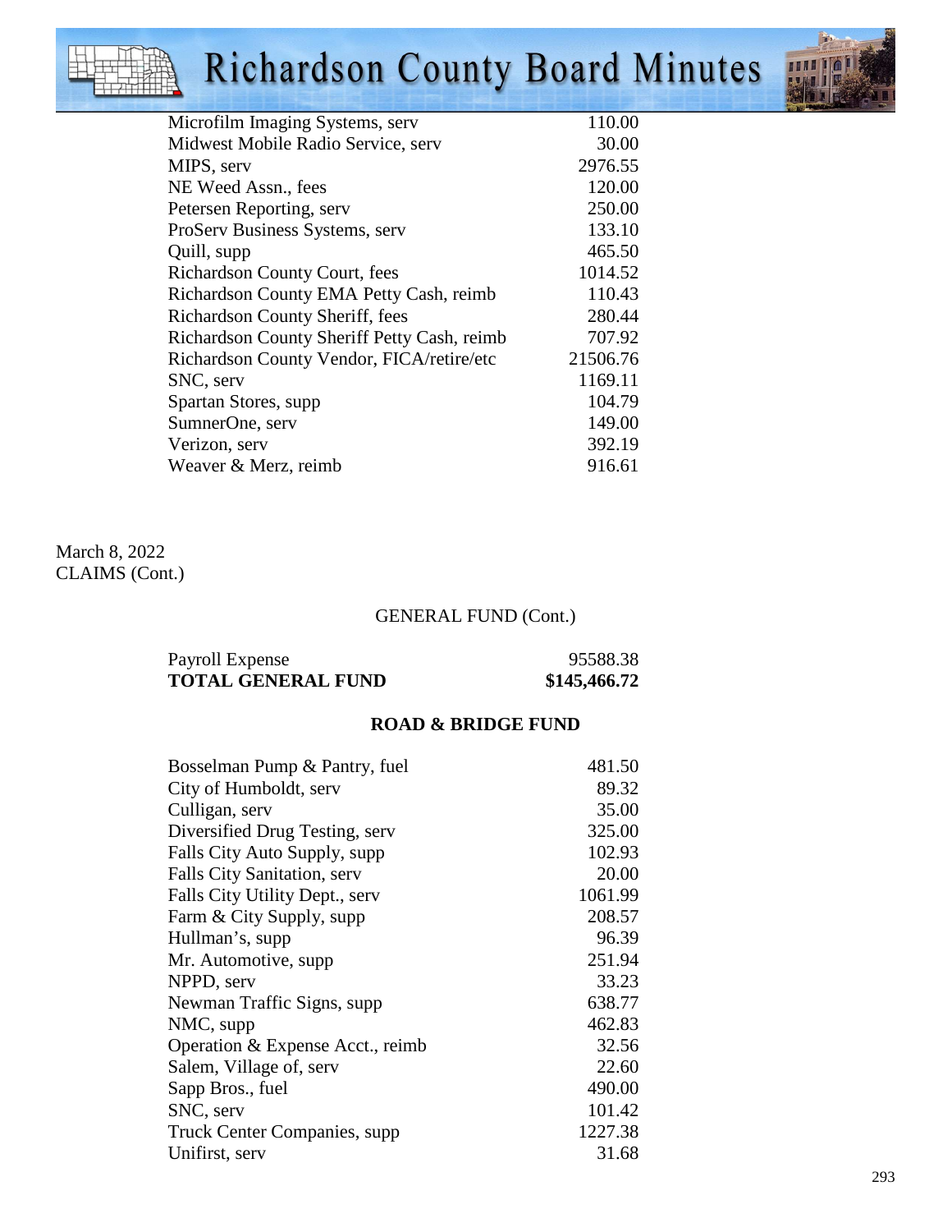| | |
|---|---|
| Microfilm Imaging Systems, serv | 110.00 |
| Midwest Mobile Radio Service, serv | 30.00 |
| MIPS, serv | 2976.55 |
| NE Weed Assn., fees | 120.00 |
| Petersen Reporting, serv | 250.00 |
| ProServ Business Systems, serv | 133.10 |
| Quill, supp | 465.50 |
| Richardson County Court, fees | 1014.52 |
| Richardson County EMA Petty Cash, reimb | 110.43 |
| Richardson County Sheriff, fees | 280.44 |
| Richardson County Sheriff Petty Cash, reimb | 707.92 |
| Richardson County Vendor, FICA/retire/etc | 21506.76 |
| SNC, serv | 1169.11 |
| Spartan Stores, supp | 104.79 |
| SumnerOne, serv | 149.00 |
| Verizon, serv | 392.19 |
| Weaver & Merz, reimb | 916.61 |

March 8, 2022
CLAIMS (Cont.)

GENERAL FUND (Cont.)

| | |
|---|---|
| Payroll Expense | 95588.38 |
| **TOTAL GENERAL FUND** | **$145,466.72** |

**ROAD & BRIDGE FUND**

| | |
|---|---|
| Bosselman Pump & Pantry, fuel | 481.50 |
| City of Humboldt, serv | 89.32 |
| Culligan, serv | 35.00 |
| Diversified Drug Testing, serv | 325.00 |
| Falls City Auto Supply, supp | 102.93 |
| Falls City Sanitation, serv | 20.00 |
| Falls City Utility Dept., serv | 1061.99 |
| Farm & City Supply, supp | 208.57 |
| Hullman's, supp | 96.39 |
| Mr. Automotive, supp | 251.94 |
| NPPD, serv | 33.23 |
| Newman Traffic Signs, supp | 638.77 |
| NMC, supp | 462.83 |
| Operation & Expense Acct., reimb | 32.56 |
| Salem, Village of, serv | 22.60 |
| Sapp Bros., fuel | 490.00 |
| SNC, serv | 101.42 |
| Truck Center Companies, supp | 1227.38 |
| Unifirst, serv | 31.68 |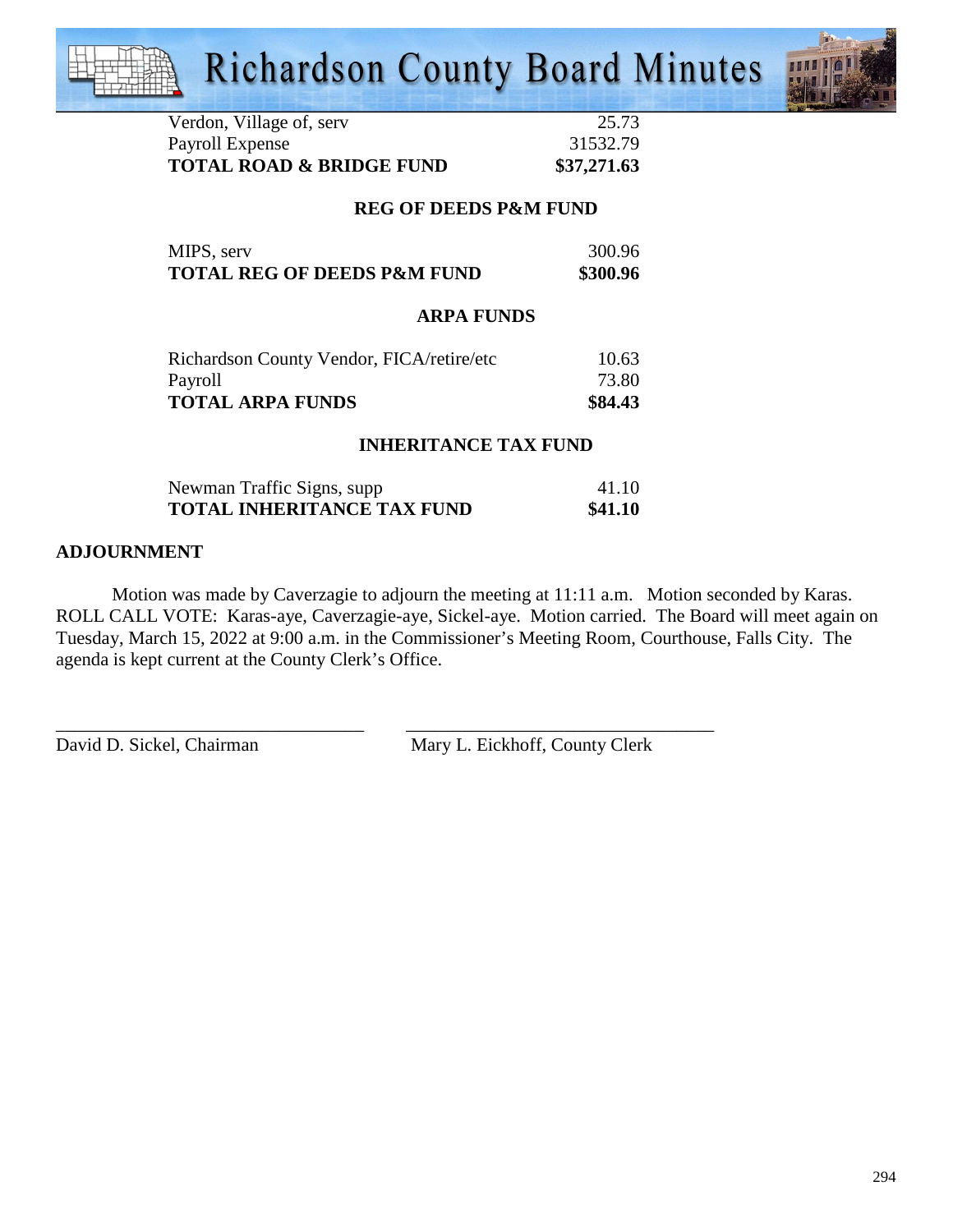| | |
|---|---|
| Verdon, Village of, serv | 25.73 |
| Payroll Expense | 31532.79 |
| **TOTAL ROAD & BRIDGE FUND** | **$37,271.63** |

**REG OF DEEDS P&M FUND**

| | |
|---|---|
| MIPS, serv | 300.96 |
| **TOTAL REG OF DEEDS P&M FUND** | **$300.96** |

**ARPA FUNDS**

| | |
|---|---|
| Richardson County Vendor, FICA/retire/etc | 10.63 |
| Payroll | 73.80 |
| **TOTAL ARPA FUNDS** | **$84.43** |

**INHERITANCE TAX FUND**

| | |
|---|---|
| Newman Traffic Signs, supp | 41.10 |
| **TOTAL INHERITANCE TAX FUND** | **$41.10** |

## ADJOURNMENT

Motion was made by Caverzagie to adjourn the meeting at 11:11 a.m. Motion seconded by Karas. ROLL CALL VOTE: Karas-aye, Caverzagie-aye, Sickel-aye. Motion carried. The Board will meet again on Tuesday, March 15, 2022 at 9:00 a.m. in the Commissioner's Meeting Room, Courthouse, Falls City. The agenda is kept current at the County Clerk's Office.

\_\_\_\_\_\_\_\_\_\_\_\_\_\_\_\_\_\_\_\_\_\_\_\_\_\_\_\_\_\_\_\_ \_\_\_\_\_\_\_\_\_\_\_\_\_\_\_\_\_\_\_\_\_\_\_\_\_\_\_\_\_\_\_\_

David D. Sickel, Chairman Mary L. Eickhoff, County Clerk